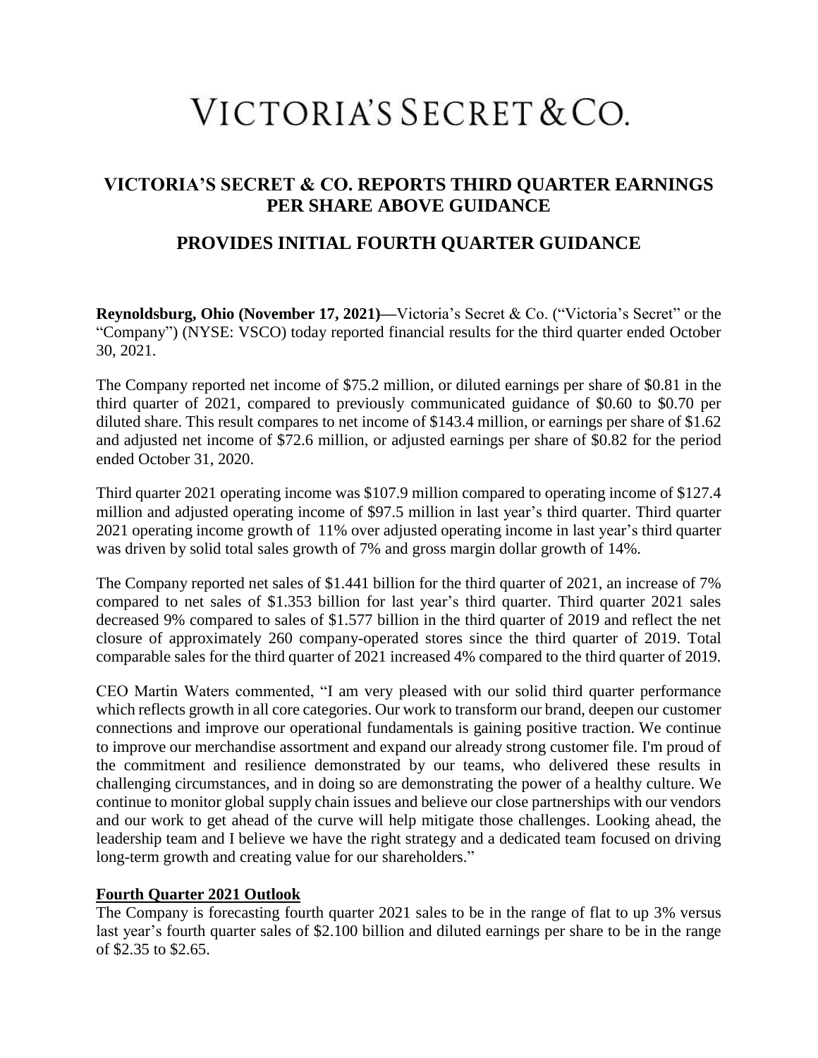# VICTORIA'S SECRET & CO.

## VICTORIA'S SECRET & CO. REPORTS THIRD QUARTER EARNINGS PER SHARE ABOVE GUIDANCE

## PROVIDES INITIAL FOURTH QUARTER GUIDANCE

**Reynoldsburg, Ohio (November 17, 2021)—**Victoria's Secret & Co. ("Victoria's Secret" or the "Company") (NYSE: VSCO) today reported financial results for the third quarter ended October 30, 2021.

The Company reported net income of $75.2 million, or diluted earnings per share of $0.81 in the third quarter of 2021, compared to previously communicated guidance of $0.60 to $0.70 per diluted share. This result compares to net income of $143.4 million, or earnings per share of $1.62 and adjusted net income of $72.6 million, or adjusted earnings per share of $0.82 for the period ended October 31, 2020.

Third quarter 2021 operating income was $107.9 million compared to operating income of $127.4 million and adjusted operating income of $97.5 million in last year's third quarter. Third quarter 2021 operating income growth of 11% over adjusted operating income in last year's third quarter was driven by solid total sales growth of 7% and gross margin dollar growth of 14%.

The Company reported net sales of $1.441 billion for the third quarter of 2021, an increase of 7% compared to net sales of $1.353 billion for last year's third quarter. Third quarter 2021 sales decreased 9% compared to sales of $1.577 billion in the third quarter of 2019 and reflect the net closure of approximately 260 company-operated stores since the third quarter of 2019. Total comparable sales for the third quarter of 2021 increased 4% compared to the third quarter of 2019.

CEO Martin Waters commented, "I am very pleased with our solid third quarter performance which reflects growth in all core categories. Our work to transform our brand, deepen our customer connections and improve our operational fundamentals is gaining positive traction. We continue to improve our merchandise assortment and expand our already strong customer file. I'm proud of the commitment and resilience demonstrated by our teams, who delivered these results in challenging circumstances, and in doing so are demonstrating the power of a healthy culture. We continue to monitor global supply chain issues and believe our close partnerships with our vendors and our work to get ahead of the curve will help mitigate those challenges. Looking ahead, the leadership team and I believe we have the right strategy and a dedicated team focused on driving long-term growth and creating value for our shareholders."

**Fourth Quarter 2021 Outlook**

The Company is forecasting fourth quarter 2021 sales to be in the range of flat to up 3% versus last year's fourth quarter sales of $2.100 billion and diluted earnings per share to be in the range of $2.35 to $2.65.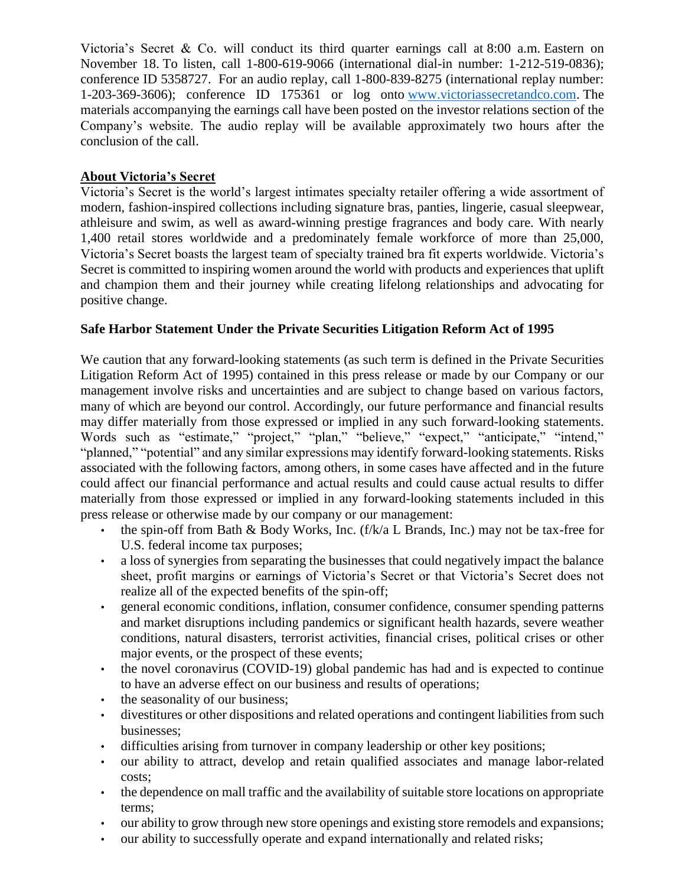Victoria's Secret & Co. will conduct its third quarter earnings call at 8:00 a.m. Eastern on November 18. To listen, call 1-800-619-9066 (international dial-in number: 1-212-519-0836); conference ID 5358727. For an audio replay, call 1-800-839-8275 (international replay number: 1-203-369-3606); conference ID 175361 or log onto [www.victoriassecretandco.com](http://www.victoriassecretandco.com). The materials accompanying the earnings call have been posted on the investor relations section of the Company's website. The audio replay will be available approximately two hours after the conclusion of the call.

**About Victoria's Secret**

Victoria's Secret is the world's largest intimates specialty retailer offering a wide assortment of modern, fashion-inspired collections including signature bras, panties, lingerie, casual sleepwear, athleisure and swim, as well as award-winning prestige fragrances and body care. With nearly 1,400 retail stores worldwide and a predominately female workforce of more than 25,000, Victoria's Secret boasts the largest team of specialty trained bra fit experts worldwide. Victoria's Secret is committed to inspiring women around the world with products and experiences that uplift and champion them and their journey while creating lifelong relationships and advocating for positive change.

**Safe Harbor Statement Under the Private Securities Litigation Reform Act of 1995**

We caution that any forward-looking statements (as such term is defined in the Private Securities Litigation Reform Act of 1995) contained in this press release or made by our Company or our management involve risks and uncertainties and are subject to change based on various factors, many of which are beyond our control. Accordingly, our future performance and financial results may differ materially from those expressed or implied in any such forward-looking statements. Words such as "estimate," "project," "plan," "believe," "expect," "anticipate," "intend," "planned," "potential" and any similar expressions may identify forward-looking statements. Risks associated with the following factors, among others, in some cases have affected and in the future could affect our financial performance and actual results and could cause actual results to differ materially from those expressed or implied in any forward-looking statements included in this press release or otherwise made by our company or our management:

- the spin-off from Bath & Body Works, Inc. (f/k/a L Brands, Inc.) may not be tax-free for U.S. federal income tax purposes;
- a loss of synergies from separating the businesses that could negatively impact the balance sheet, profit margins or earnings of Victoria's Secret or that Victoria's Secret does not realize all of the expected benefits of the spin-off;
- general economic conditions, inflation, consumer confidence, consumer spending patterns and market disruptions including pandemics or significant health hazards, severe weather conditions, natural disasters, terrorist activities, financial crises, political crises or other major events, or the prospect of these events;
- the novel coronavirus (COVID-19) global pandemic has had and is expected to continue to have an adverse effect on our business and results of operations;
- the seasonality of our business;
- divestitures or other dispositions and related operations and contingent liabilities from such businesses;
- difficulties arising from turnover in company leadership or other key positions;
- our ability to attract, develop and retain qualified associates and manage labor-related costs;
- the dependence on mall traffic and the availability of suitable store locations on appropriate terms;
- our ability to grow through new store openings and existing store remodels and expansions;
- our ability to successfully operate and expand internationally and related risks;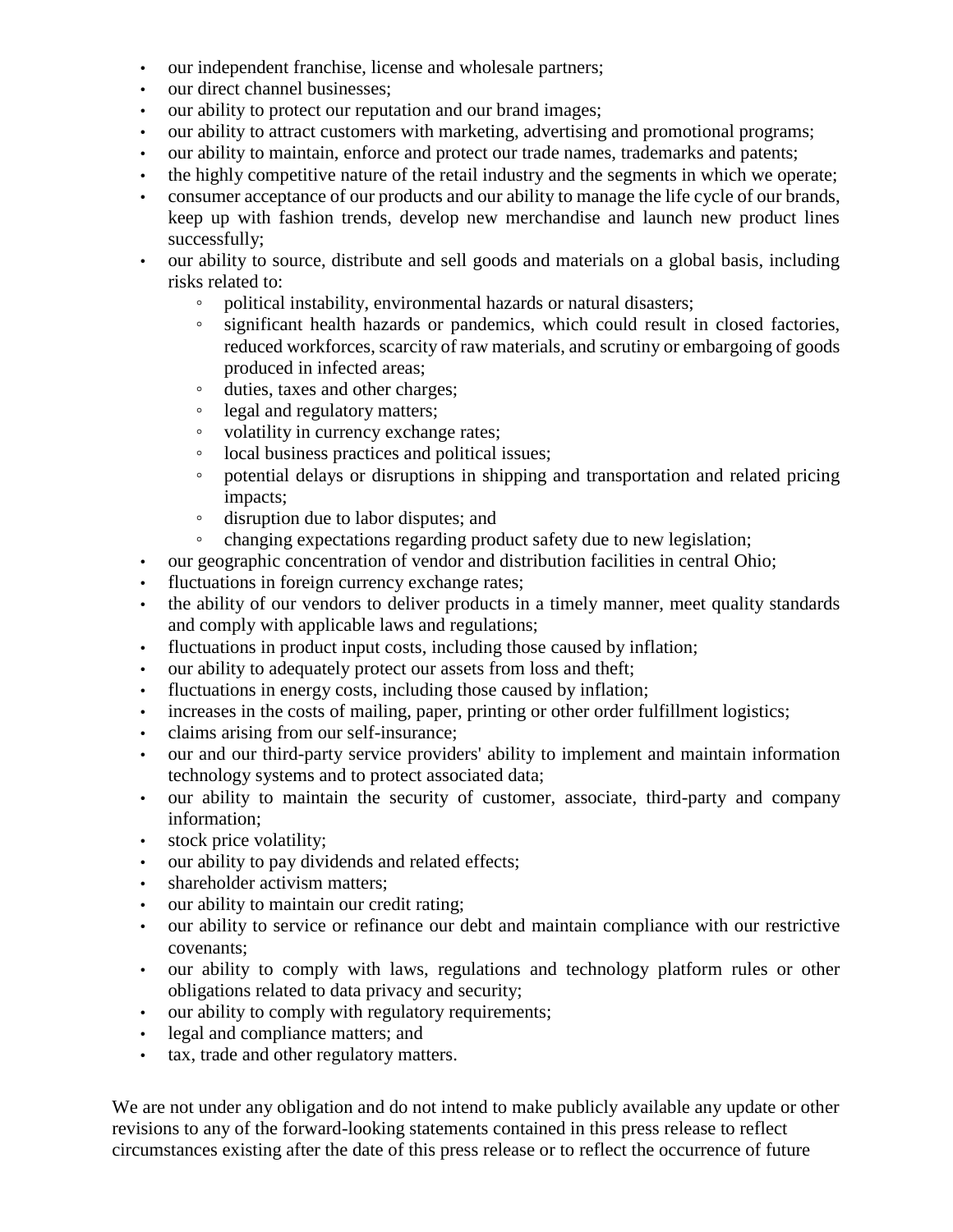- our independent franchise, license and wholesale partners;
- our direct channel businesses;
- our ability to protect our reputation and our brand images;
- our ability to attract customers with marketing, advertising and promotional programs;
- our ability to maintain, enforce and protect our trade names, trademarks and patents;
- the highly competitive nature of the retail industry and the segments in which we operate;
- consumer acceptance of our products and our ability to manage the life cycle of our brands, keep up with fashion trends, develop new merchandise and launch new product lines successfully;
- our ability to source, distribute and sell goods and materials on a global basis, including risks related to:
  - political instability, environmental hazards or natural disasters;
  - significant health hazards or pandemics, which could result in closed factories, reduced workforces, scarcity of raw materials, and scrutiny or embargoing of goods produced in infected areas;
  - duties, taxes and other charges;
  - legal and regulatory matters;
  - volatility in currency exchange rates;
  - local business practices and political issues;
  - potential delays or disruptions in shipping and transportation and related pricing impacts;
  - disruption due to labor disputes; and
  - changing expectations regarding product safety due to new legislation;
- our geographic concentration of vendor and distribution facilities in central Ohio;
- fluctuations in foreign currency exchange rates;
- the ability of our vendors to deliver products in a timely manner, meet quality standards and comply with applicable laws and regulations;
- fluctuations in product input costs, including those caused by inflation;
- our ability to adequately protect our assets from loss and theft;
- fluctuations in energy costs, including those caused by inflation;
- increases in the costs of mailing, paper, printing or other order fulfillment logistics;
- claims arising from our self-insurance;
- our and our third-party service providers' ability to implement and maintain information technology systems and to protect associated data;
- our ability to maintain the security of customer, associate, third-party and company information;
- stock price volatility;
- our ability to pay dividends and related effects;
- shareholder activism matters;
- our ability to maintain our credit rating;
- our ability to service or refinance our debt and maintain compliance with our restrictive covenants;
- our ability to comply with laws, regulations and technology platform rules or other obligations related to data privacy and security;
- our ability to comply with regulatory requirements;
- legal and compliance matters; and
- tax, trade and other regulatory matters.

We are not under any obligation and do not intend to make publicly available any update or other revisions to any of the forward-looking statements contained in this press release to reflect circumstances existing after the date of this press release or to reflect the occurrence of future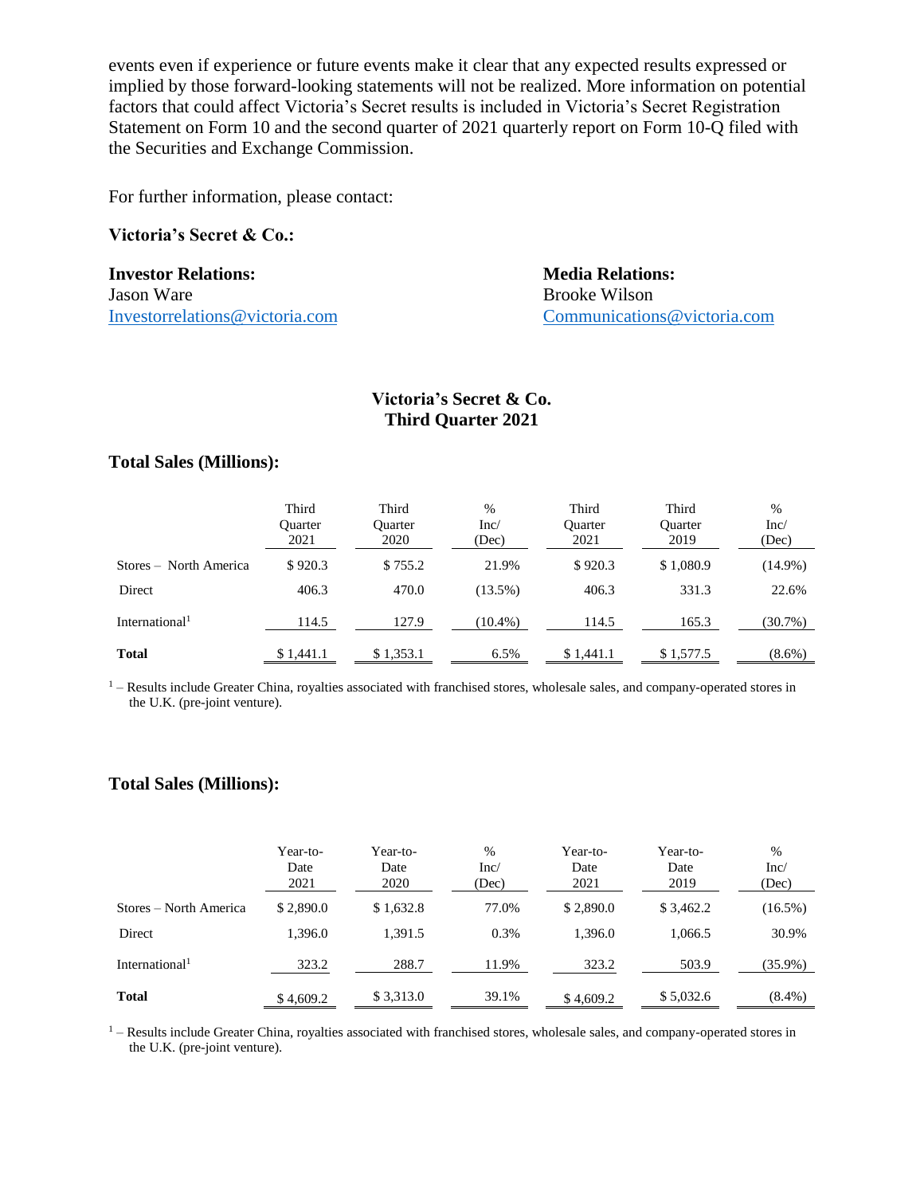events even if experience or future events make it clear that any expected results expressed or implied by those forward-looking statements will not be realized. More information on potential factors that could affect Victoria's Secret results is included in Victoria's Secret Registration Statement on Form 10 and the second quarter of 2021 quarterly report on Form 10-Q filed with the Securities and Exchange Commission.

For further information, please contact:

**Victoria's Secret & Co.:**

**Investor Relations:**
Jason Ware
Investorrelations@victoria.com

**Media Relations:**
Brooke Wilson
Communications@victoria.com

## Victoria's Secret & Co.
## Third Quarter 2021

### Total Sales (Millions):

| | Third Quarter 2021 | Third Quarter 2020 | % Inc/ (Dec) | Third Quarter 2021 | Third Quarter 2019 | % Inc/ (Dec) |
|---|---|---|---|---|---|---|
| Stores – North America | $ 920.3 | $ 755.2 | 21.9% | $ 920.3 | $ 1,080.9 | (14.9%) |
| Direct | 406.3 | 470.0 | (13.5%) | 406.3 | 331.3 | 22.6% |
| International[1] | 114.5 | 127.9 | (10.4%) | 114.5 | 165.3 | (30.7%) |
| **Total** | $ 1,441.1 | $ 1,353.1 | 6.5% | $ 1,441.1 | $ 1,577.5 | (8.6%) |

[1] – Results include Greater China, royalties associated with franchised stores, wholesale sales, and company-operated stores in the U.K. (pre-joint venture).

### Total Sales (Millions):

| | Year-to-Date 2021 | Year-to-Date 2020 | % Inc/ (Dec) | Year-to-Date 2021 | Year-to-Date 2019 | % Inc/ (Dec) |
|---|---|---|---|---|---|---|
| Stores – North America | $ 2,890.0 | $ 1,632.8 | 77.0% | $ 2,890.0 | $ 3,462.2 | (16.5%) |
| Direct | 1,396.0 | 1,391.5 | 0.3% | 1,396.0 | 1,066.5 | 30.9% |
| International[1] | 323.2 | 288.7 | 11.9% | 323.2 | 503.9 | (35.9%) |
| **Total** | $ 4,609.2 | $ 3,313.0 | 39.1% | $ 4,609.2 | $ 5,032.6 | (8.4%) |

[1] – Results include Greater China, royalties associated with franchised stores, wholesale sales, and company-operated stores in the U.K. (pre-joint venture).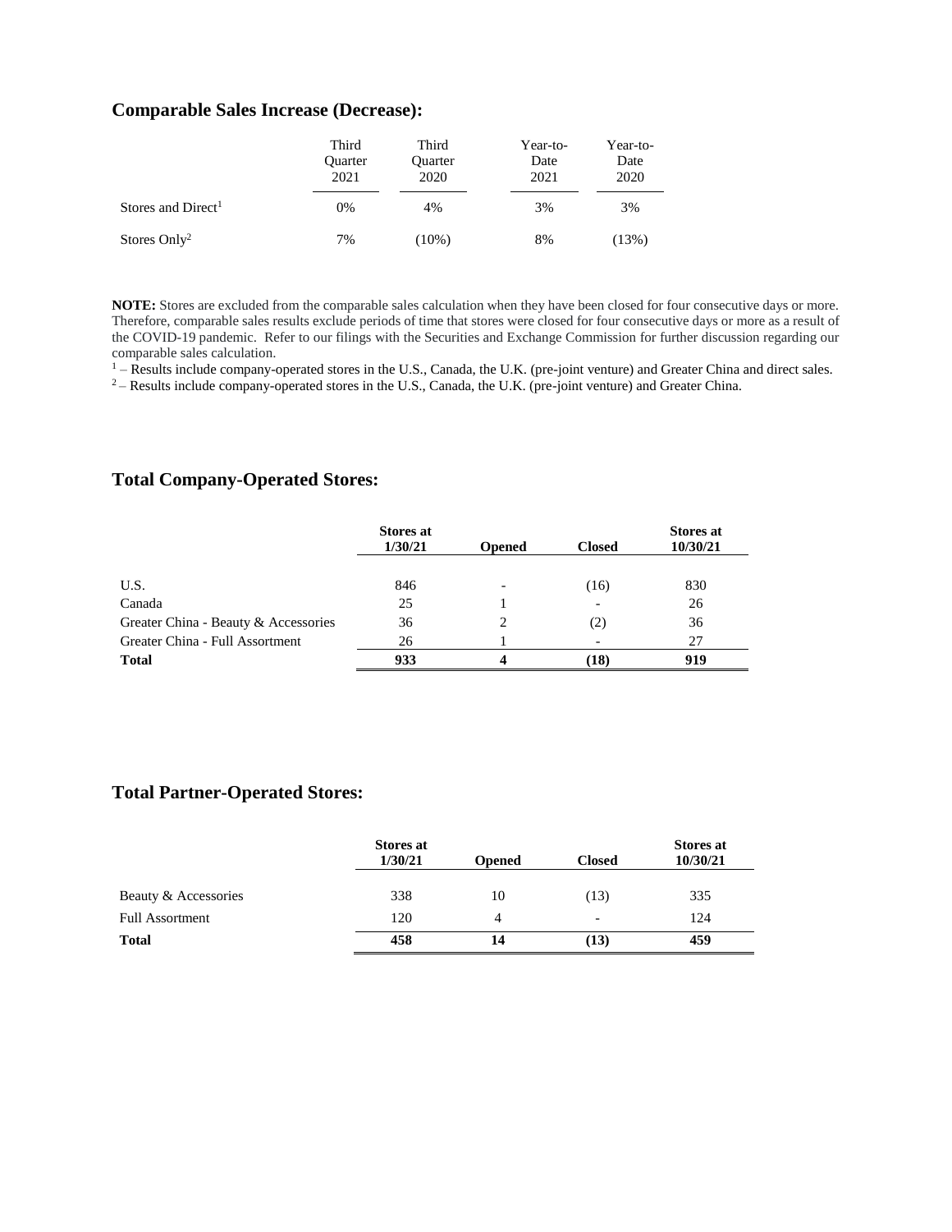## Comparable Sales Increase (Decrease):

| | Third Quarter 2021 | Third Quarter 2020 | Year-to-Date 2021 | Year-to-Date 2020 |
|---|---|---|---|---|
| Stores and Direct[1] | 0% | 4% | 3% | 3% |
| Stores Only[2] | 7% | (10%) | 8% | (13%) |

**NOTE:** Stores are excluded from the comparable sales calculation when they have been closed for four consecutive days or more. Therefore, comparable sales results exclude periods of time that stores were closed for four consecutive days or more as a result of the COVID-19 pandemic. Refer to our filings with the Securities and Exchange Commission for further discussion regarding our comparable sales calculation.

[1] – Results include company-operated stores in the U.S., Canada, the U.K. (pre-joint venture) and Greater China and direct sales.

[2] – Results include company-operated stores in the U.S., Canada, the U.K. (pre-joint venture) and Greater China.

## Total Company-Operated Stores:

| | Stores at 1/30/21 | Opened | Closed | Stores at 10/30/21 |
|---|---|---|---|---|
| U.S. | 846 | - | (16) | 830 |
| Canada | 25 | 1 | - | 26 |
| Greater China - Beauty & Accessories | 36 | 2 | (2) | 36 |
| Greater China - Full Assortment | 26 | 1 | - | 27 |
| **Total** | **933** | **4** | **(18)** | **919** |

## Total Partner-Operated Stores:

| | Stores at 1/30/21 | Opened | Closed | Stores at 10/30/21 |
|---|---|---|---|---|
| Beauty & Accessories | 338 | 10 | (13) | 335 |
| Full Assortment | 120 | 4 | - | 124 |
| **Total** | **458** | **14** | **(13)** | **459** |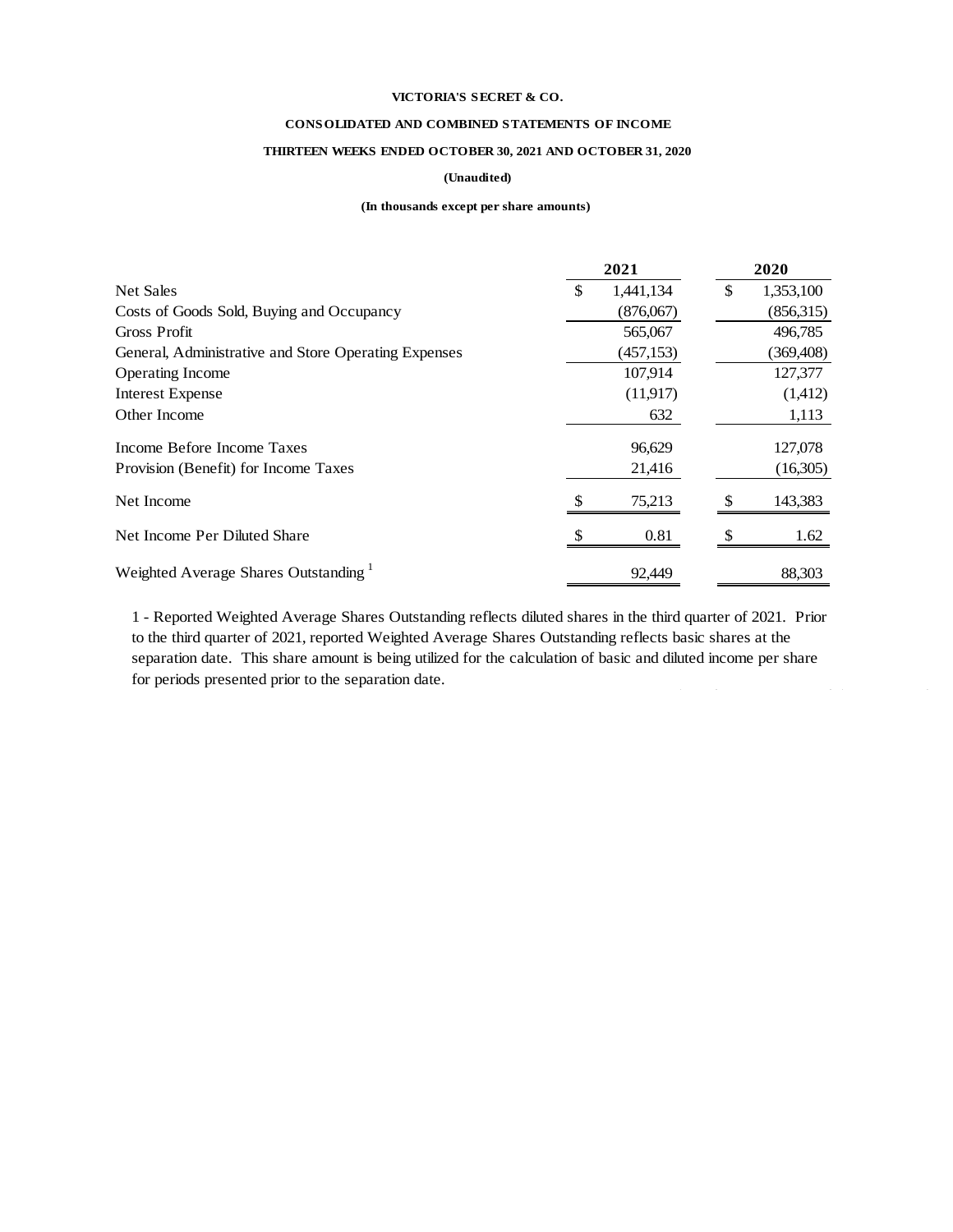**VICTORIA'S SECRET & CO.**

**CONSOLIDATED AND COMBINED STATEMENTS OF INCOME**

**THIRTEEN WEEKS ENDED OCTOBER 30, 2021 AND OCTOBER 31, 2020**

**(Unaudited)**

**(In thousands except per share amounts)**

| | 2021 | 2020 |
|---|---|---|
| Net Sales | $ 1,441,134 | $ 1,353,100 |
| Costs of Goods Sold, Buying and Occupancy | (876,067) | (856,315) |
| Gross Profit | 565,067 | 496,785 |
| General, Administrative and Store Operating Expenses | (457,153) | (369,408) |
| Operating Income | 107,914 | 127,377 |
| Interest Expense | (11,917) | (1,412) |
| Other Income | 632 | 1,113 |
| Income Before Income Taxes | 96,629 | 127,078 |
| Provision (Benefit) for Income Taxes | 21,416 | (16,305) |
| Net Income | $ 75,213 | $ 143,383 |
| Net Income Per Diluted Share | $ 0.81 | $ 1.62 |
| Weighted Average Shares Outstanding [1] | 92,449 | 88,303 |

1 - Reported Weighted Average Shares Outstanding reflects diluted shares in the third quarter of 2021. Prior to the third quarter of 2021, reported Weighted Average Shares Outstanding reflects basic shares at the separation date. This share amount is being utilized for the calculation of basic and diluted income per share for periods presented prior to the separation date.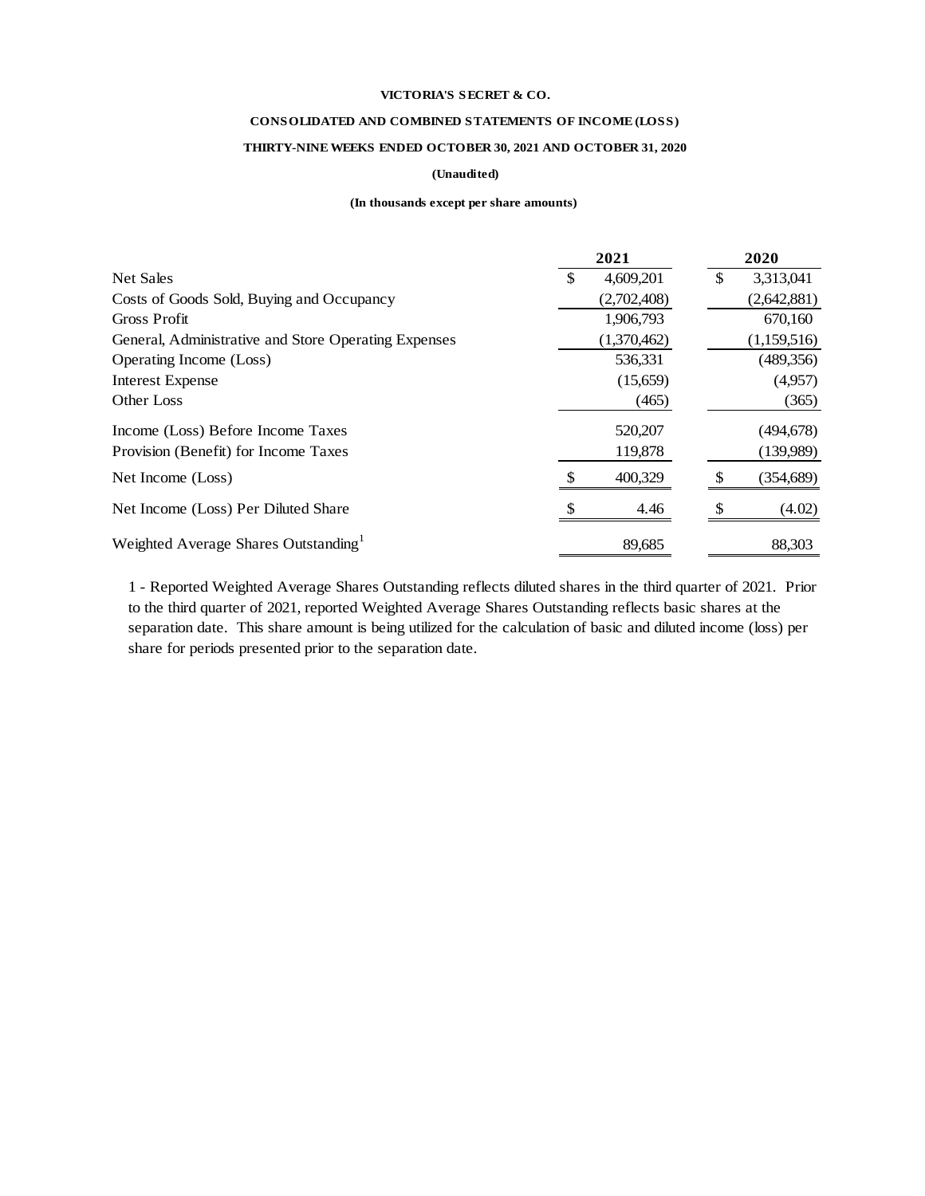**VICTORIA'S SECRET & CO.**

**CONSOLIDATED AND COMBINED STATEMENTS OF INCOME (LOSS)**

**THIRTY-NINE WEEKS ENDED OCTOBER 30, 2021 AND OCTOBER 31, 2020**

**(Unaudited)**

**(In thousands except per share amounts)**

| | 2021 | 2020 |
|---|---|---|
| Net Sales | $ 4,609,201 | $ 3,313,041 |
| Costs of Goods Sold, Buying and Occupancy | (2,702,408) | (2,642,881) |
| Gross Profit | 1,906,793 | 670,160 |
| General, Administrative and Store Operating Expenses | (1,370,462) | (1,159,516) |
| Operating Income (Loss) | 536,331 | (489,356) |
| Interest Expense | (15,659) | (4,957) |
| Other Loss | (465) | (365) |
| Income (Loss) Before Income Taxes | 520,207 | (494,678) |
| Provision (Benefit) for Income Taxes | 119,878 | (139,989) |
| Net Income (Loss) | $ 400,329 | $ (354,689) |
| Net Income (Loss) Per Diluted Share | $ 4.46 | $ (4.02) |
| Weighted Average Shares Outstanding[1] | 89,685 | 88,303 |

1 - Reported Weighted Average Shares Outstanding reflects diluted shares in the third quarter of 2021. Prior to the third quarter of 2021, reported Weighted Average Shares Outstanding reflects basic shares at the separation date. This share amount is being utilized for the calculation of basic and diluted income (loss) per share for periods presented prior to the separation date.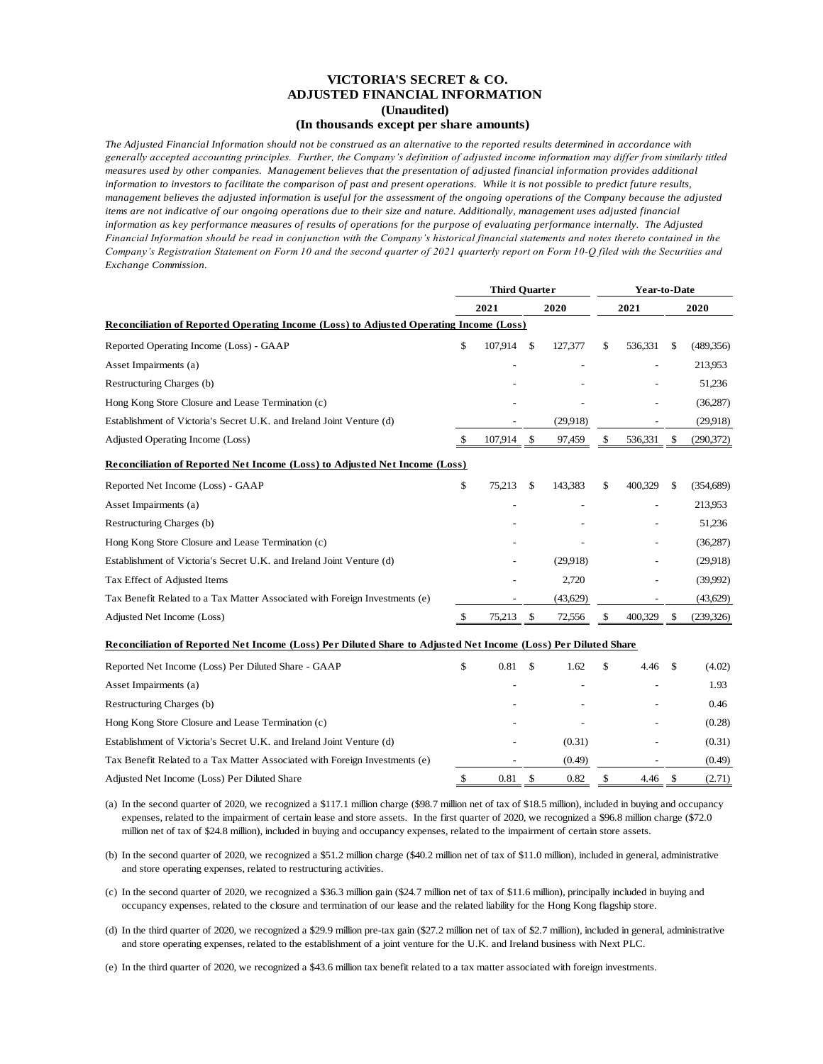# VICTORIA'S SECRET & CO.
## ADJUSTED FINANCIAL INFORMATION
### (Unaudited)
### (In thousands except per share amounts)

*The Adjusted Financial Information should not be construed as an alternative to the reported results determined in accordance with generally accepted accounting principles. Further, the Company's definition of adjusted income information may differ from similarly titled measures used by other companies. Management believes that the presentation of adjusted financial information provides additional information to investors to facilitate the comparison of past and present operations. While it is not possible to predict future results, management believes the adjusted information is useful for the assessment of the ongoing operations of the Company because the adjusted items are not indicative of our ongoing operations due to their size and nature. Additionally, management uses adjusted financial information as key performance measures of results of operations for the purpose of evaluating performance internally. The Adjusted Financial Information should be read in conjunction with the Company's historical financial statements and notes thereto contained in the Company's Registration Statement on Form 10 and the second quarter of 2021 quarterly report on Form 10-Q filed with the Securities and Exchange Commission.*

| | Third Quarter | | Year-to-Date | |
|---|---|---|---|---|
| | 2021 | 2020 | 2021 | 2020 |
| **Reconciliation of Reported Operating Income (Loss) to Adjusted Operating Income (Loss)** | | | | |
| Reported Operating Income (Loss) - GAAP | $ 107,914 | $ 127,377 | $ 536,331 | $ (489,356) |
| Asset Impairments (a) | - | - | - | 213,953 |
| Restructuring Charges (b) | - | - | - | 51,236 |
| Hong Kong Store Closure and Lease Termination (c) | - | - | - | (36,287) |
| Establishment of Victoria's Secret U.K. and Ireland Joint Venture (d) | - | (29,918) | - | (29,918) |
| Adjusted Operating Income (Loss) | $ 107,914 | $ 97,459 | $ 536,331 | $ (290,372) |
| **Reconciliation of Reported Net Income (Loss) to Adjusted Net Income (Loss)** | | | | |
| Reported Net Income (Loss) - GAAP | $ 75,213 | $ 143,383 | $ 400,329 | $ (354,689) |
| Asset Impairments (a) | - | - | - | 213,953 |
| Restructuring Charges (b) | - | - | - | 51,236 |
| Hong Kong Store Closure and Lease Termination (c) | - | - | - | (36,287) |
| Establishment of Victoria's Secret U.K. and Ireland Joint Venture (d) | - | (29,918) | - | (29,918) |
| Tax Effect of Adjusted Items | - | 2,720 | - | (39,992) |
| Tax Benefit Related to a Tax Matter Associated with Foreign Investments (e) | - | (43,629) | - | (43,629) |
| Adjusted Net Income (Loss) | $ 75,213 | $ 72,556 | $ 400,329 | $ (239,326) |
| **Reconciliation of Reported Net Income (Loss) Per Diluted Share to Adjusted Net Income (Loss) Per Diluted Share** | | | | |
| Reported Net Income (Loss) Per Diluted Share - GAAP | $ 0.81 | $ 1.62 | $ 4.46 | $ (4.02) |
| Asset Impairments (a) | - | - | - | 1.93 |
| Restructuring Charges (b) | - | - | - | 0.46 |
| Hong Kong Store Closure and Lease Termination (c) | - | - | - | (0.28) |
| Establishment of Victoria's Secret U.K. and Ireland Joint Venture (d) | - | (0.31) | - | (0.31) |
| Tax Benefit Related to a Tax Matter Associated with Foreign Investments (e) | - | (0.49) | - | (0.49) |
| Adjusted Net Income (Loss) Per Diluted Share | $ 0.81 | $ 0.82 | $ 4.46 | $ (2.71) |

(a) In the second quarter of 2020, we recognized a $117.1 million charge ($98.7 million net of tax of $18.5 million), included in buying and occupancy expenses, related to the impairment of certain lease and store assets. In the first quarter of 2020, we recognized a $96.8 million charge ($72.0 million net of tax of $24.8 million), included in buying and occupancy expenses, related to the impairment of certain store assets.

(b) In the second quarter of 2020, we recognized a $51.2 million charge ($40.2 million net of tax of $11.0 million), included in general, administrative and store operating expenses, related to restructuring activities.

(c) In the second quarter of 2020, we recognized a $36.3 million gain ($24.7 million net of tax of $11.6 million), principally included in buying and occupancy expenses, related to the closure and termination of our lease and the related liability for the Hong Kong flagship store.

(d) In the third quarter of 2020, we recognized a $29.9 million pre-tax gain ($27.2 million net of tax of $2.7 million), included in general, administrative and store operating expenses, related to the establishment of a joint venture for the U.K. and Ireland business with Next PLC.

(e) In the third quarter of 2020, we recognized a $43.6 million tax benefit related to a tax matter associated with foreign investments.